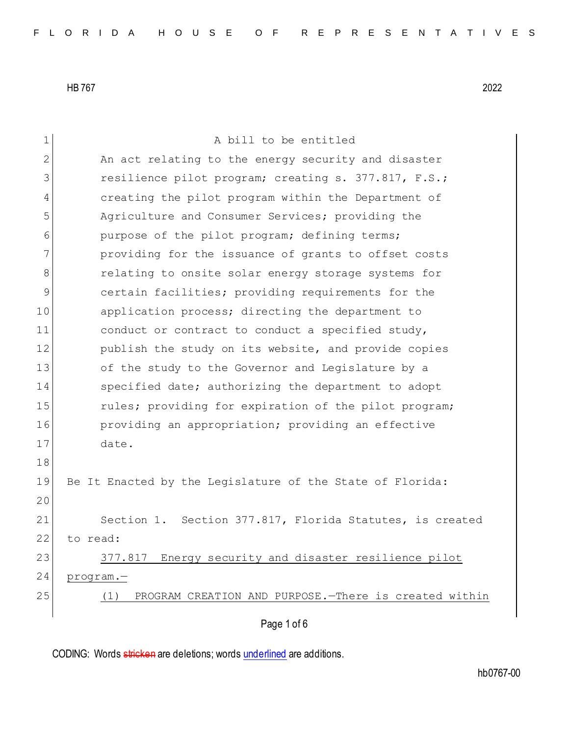A bill to be entitled

An act relating to the energy security and disaster resilience pilot program; creating s. 377.817, F.S.; creating the pilot program within the Department of Agriculture and Consumer Services; providing the purpose of the pilot program; defining terms; providing for the issuance of grants to offset costs relating to onsite solar energy storage systems for certain facilities; providing requirements for the application process; directing the department to conduct or contract to conduct a specified study, publish the study on its website, and provide copies of the study to the Governor and Legislature by a specified date; authorizing the department to adopt rules; providing for expiration of the pilot program; providing an appropriation; providing an effective date.

Be It Enacted by the Legislature of the State of Florida:

Section 1. Section 377.817, Florida Statutes, is created to read:

377.817 Energy security and disaster resilience pilot program.—

(1) PROGRAM CREATION AND PURPOSE.—There is created within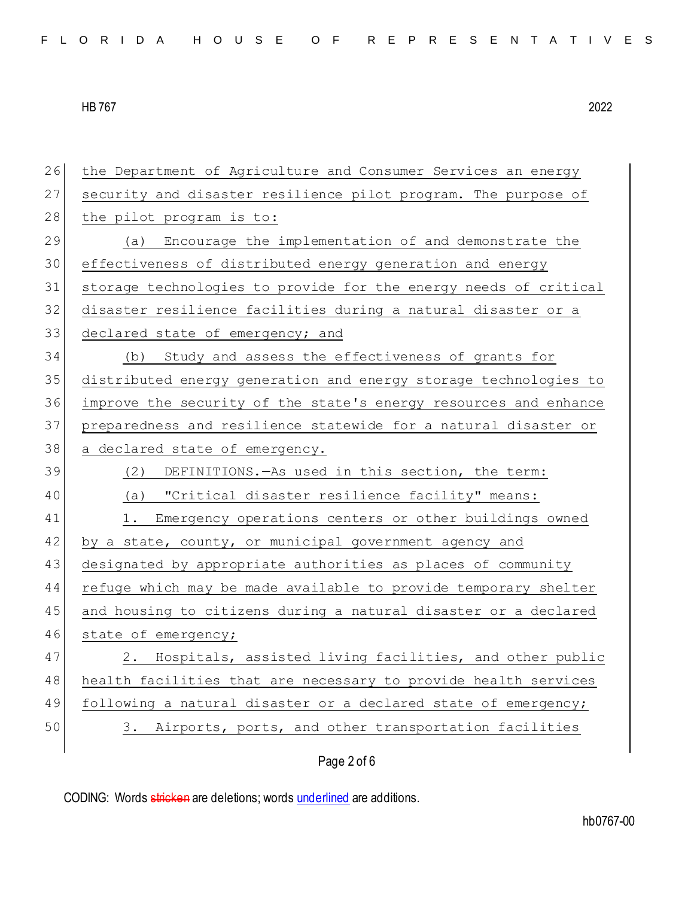the Department of Agriculture and Consumer Services an energy security and disaster resilience pilot program. The purpose of the pilot program is to:

(a) Encourage the implementation of and demonstrate the effectiveness of distributed energy generation and energy storage technologies to provide for the energy needs of critical disaster resilience facilities during a natural disaster or a declared state of emergency; and

(b) Study and assess the effectiveness of grants for distributed energy generation and energy storage technologies to improve the security of the state's energy resources and enhance preparedness and resilience statewide for a natural disaster or a declared state of emergency.

(2) DEFINITIONS.—As used in this section, the term:

(a) "Critical disaster resilience facility" means:

1. Emergency operations centers or other buildings owned by a state, county, or municipal government agency and designated by appropriate authorities as places of community refuge which may be made available to provide temporary shelter and housing to citizens during a natural disaster or a declared state of emergency;

2. Hospitals, assisted living facilities, and other public health facilities that are necessary to provide health services following a natural disaster or a declared state of emergency;

3. Airports, ports, and other transportation facilities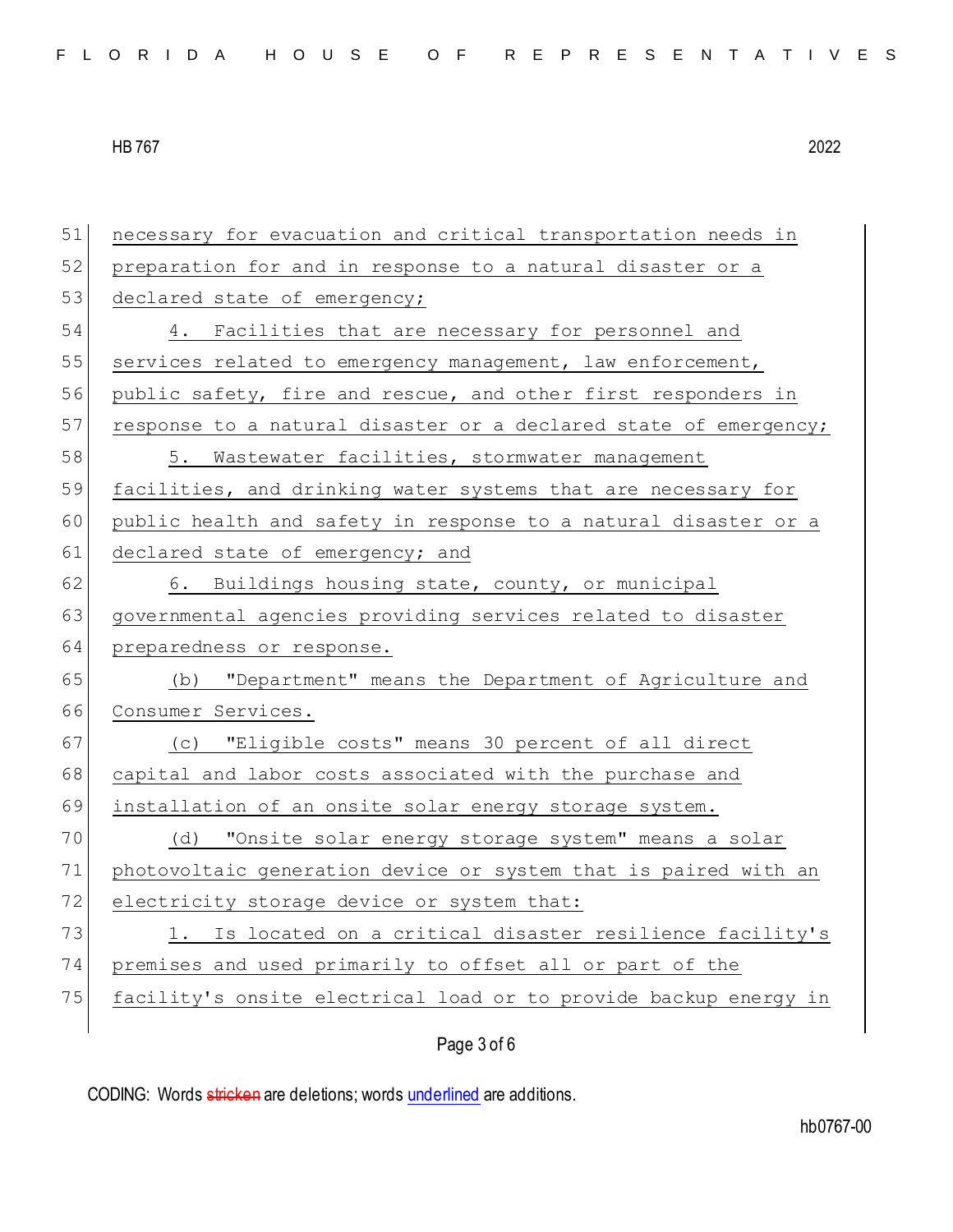necessary for evacuation and critical transportation needs in preparation for and in response to a natural disaster or a declared state of emergency;

4. Facilities that are necessary for personnel and services related to emergency management, law enforcement, public safety, fire and rescue, and other first responders in response to a natural disaster or a declared state of emergency;

5. Wastewater facilities, stormwater management facilities, and drinking water systems that are necessary for public health and safety in response to a natural disaster or a declared state of emergency; and

6. Buildings housing state, county, or municipal governmental agencies providing services related to disaster preparedness or response.

(b) "Department" means the Department of Agriculture and Consumer Services.

(c) "Eligible costs" means 30 percent of all direct capital and labor costs associated with the purchase and installation of an onsite solar energy storage system.

(d) "Onsite solar energy storage system" means a solar photovoltaic generation device or system that is paired with an electricity storage device or system that:

1. Is located on a critical disaster resilience facility's premises and used primarily to offset all or part of the facility's onsite electrical load or to provide backup energy in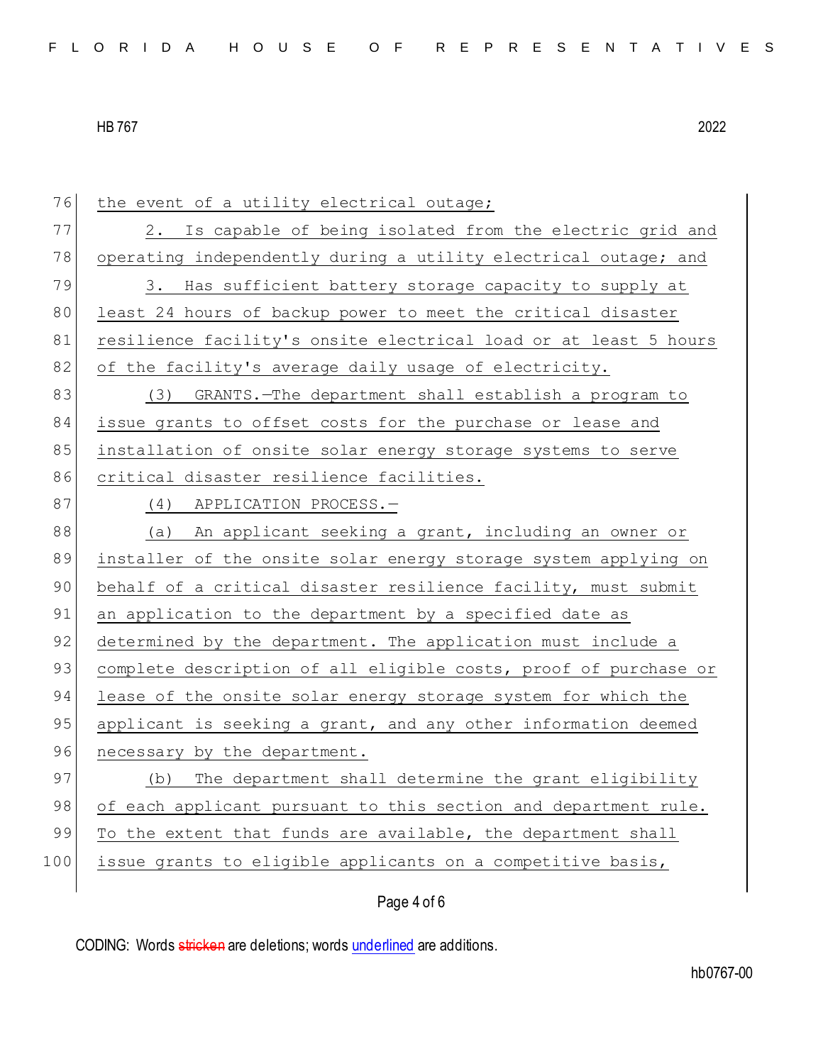the event of a utility electrical outage;

2. Is capable of being isolated from the electric grid and operating independently during a utility electrical outage; and

3. Has sufficient battery storage capacity to supply at least 24 hours of backup power to meet the critical disaster resilience facility's onsite electrical load or at least 5 hours of the facility's average daily usage of electricity.

(3) GRANTS.—The department shall establish a program to issue grants to offset costs for the purchase or lease and installation of onsite solar energy storage systems to serve critical disaster resilience facilities.

(4) APPLICATION PROCESS.—

(a) An applicant seeking a grant, including an owner or installer of the onsite solar energy storage system applying on behalf of a critical disaster resilience facility, must submit an application to the department by a specified date as determined by the department. The application must include a complete description of all eligible costs, proof of purchase or lease of the onsite solar energy storage system for which the applicant is seeking a grant, and any other information deemed necessary by the department.

(b) The department shall determine the grant eligibility of each applicant pursuant to this section and department rule. To the extent that funds are available, the department shall issue grants to eligible applicants on a competitive basis,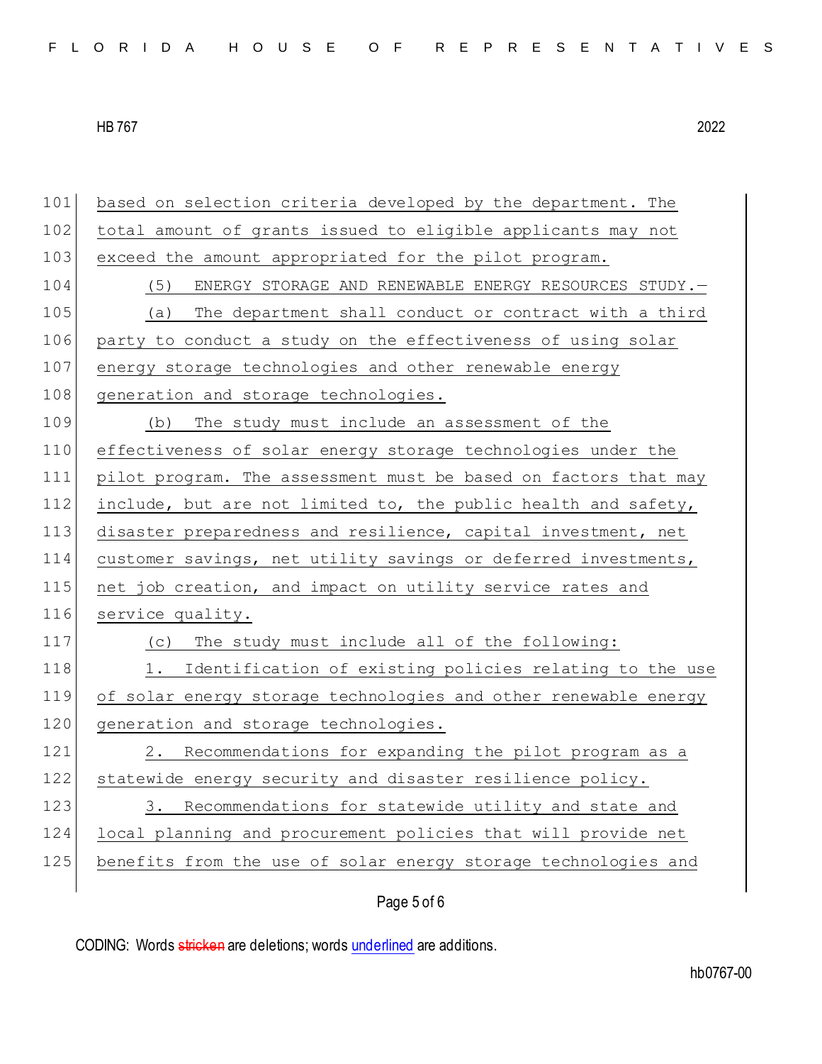based on selection criteria developed by the department. The total amount of grants issued to eligible applicants may not exceed the amount appropriated for the pilot program.

(5) ENERGY STORAGE AND RENEWABLE ENERGY RESOURCES STUDY.—

(a) The department shall conduct or contract with a third party to conduct a study on the effectiveness of using solar energy storage technologies and other renewable energy generation and storage technologies.

(b) The study must include an assessment of the effectiveness of solar energy storage technologies under the pilot program. The assessment must be based on factors that may include, but are not limited to, the public health and safety, disaster preparedness and resilience, capital investment, net customer savings, net utility savings or deferred investments, net job creation, and impact on utility service rates and service quality.

(c) The study must include all of the following:

1. Identification of existing policies relating to the use of solar energy storage technologies and other renewable energy generation and storage technologies.

2. Recommendations for expanding the pilot program as a statewide energy security and disaster resilience policy.

3. Recommendations for statewide utility and state and local planning and procurement policies that will provide net benefits from the use of solar energy storage technologies and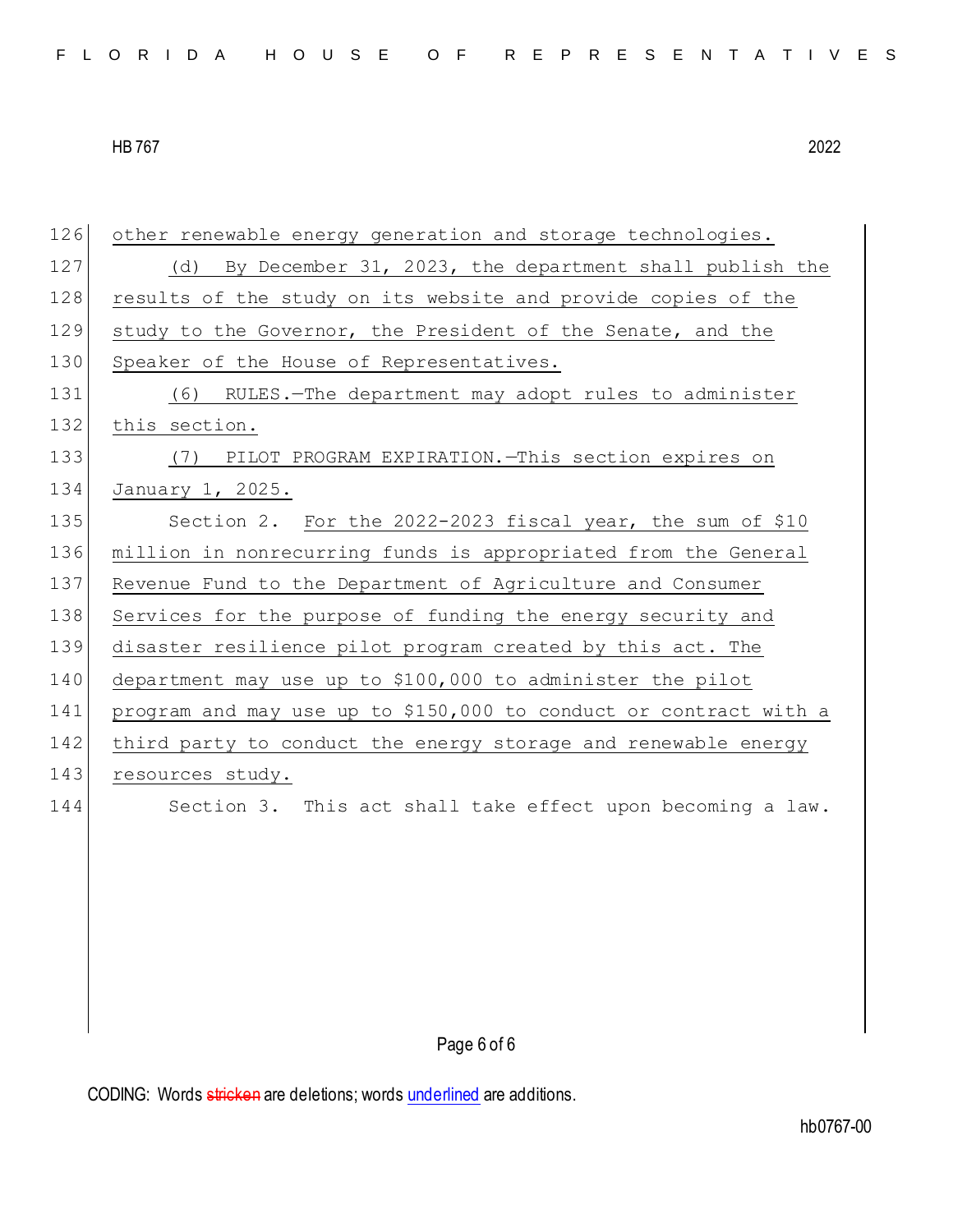other renewable energy generation and storage technologies.

(d) By December 31, 2023, the department shall publish the results of the study on its website and provide copies of the study to the Governor, the President of the Senate, and the Speaker of the House of Representatives.

(6) RULES.—The department may adopt rules to administer this section.

(7) PILOT PROGRAM EXPIRATION.—This section expires on January 1, 2025.

Section 2. For the 2022-2023 fiscal year, the sum of $10 million in nonrecurring funds is appropriated from the General Revenue Fund to the Department of Agriculture and Consumer Services for the purpose of funding the energy security and disaster resilience pilot program created by this act. The department may use up to $100,000 to administer the pilot program and may use up to $150,000 to conduct or contract with a third party to conduct the energy storage and renewable energy resources study.

Section 3. This act shall take effect upon becoming a law.

CODING: Words stricken are deletions; words underlined are additions.